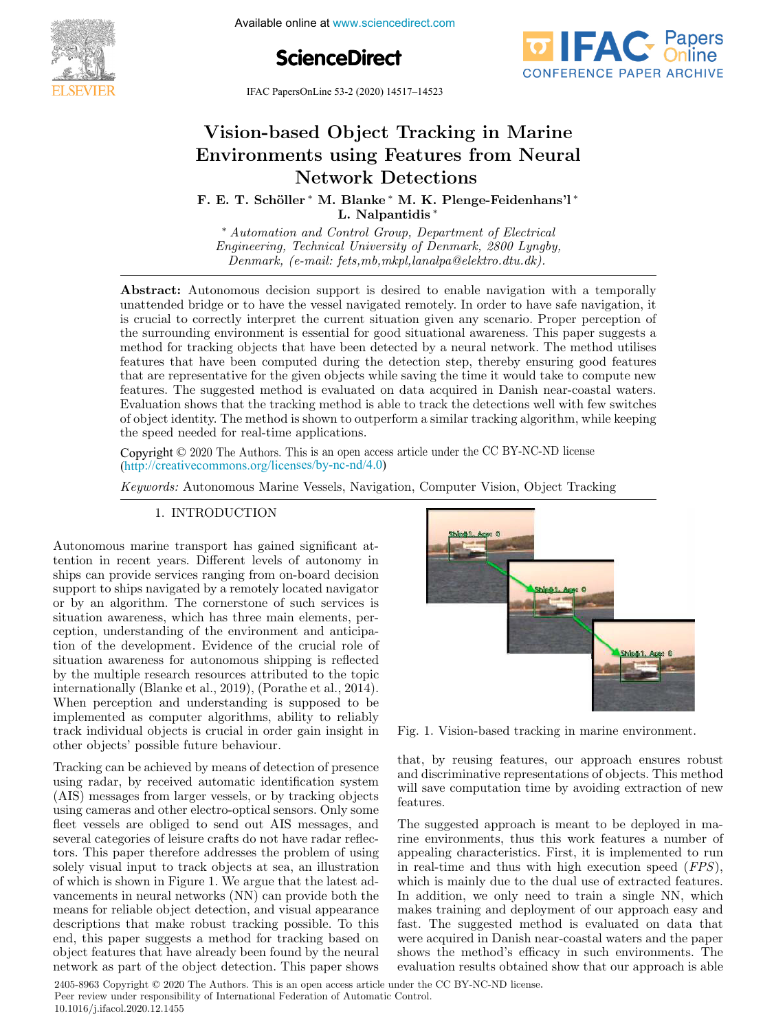# Vision-based Object Tracking in Marine Environments using Features from Neural Network Detections

**F. E. T. Schöller** [*] **M. Blanke** [*] **M. K. Plenge-Feidenhans'l** [*] **L. Nalpantidis** [*]

[*] *Automation and Control Group, Department of Electrical Engineering, Technical University of Denmark, 2800 Lyngby, Denmark, (e-mail: fets,mb,mkpl,lanalpa@elektro.dtu.dk).*

**Abstract:** Autonomous decision support is desired to enable navigation with a temporally unattended bridge or to have the vessel navigated remotely. In order to have safe navigation, it is crucial to correctly interpret the current situation given any scenario. Proper perception of the surrounding environment is essential for good situational awareness. This paper suggests a method for tracking objects that have been detected by a neural network. The method utilises features that have been computed during the detection step, thereby ensuring good features that are representative for the given objects while saving the time it would take to compute new features. The suggested method is evaluated on data acquired in Danish near-coastal waters. Evaluation shows that the tracking method is able to track the detections well with few switches of object identity. The method is shown to outperform a similar tracking algorithm, while keeping the speed needed for real-time applications.

Copyright © 2020 The Authors. This is an open access article under the CC BY-NC-ND license (http://creativecommons.org/licenses/by-nc-nd/4.0)

*Keywords:* Autonomous Marine Vessels, Navigation, Computer Vision, Object Tracking

## 1. INTRODUCTION

Autonomous marine transport has gained significant attention in recent years. Different levels of autonomy in ships can provide services ranging from on-board decision support to ships navigated by a remotely located navigator or by an algorithm. The cornerstone of such services is situation awareness, which has three main elements, perception, understanding of the environment and anticipation of the development. Evidence of the crucial role of situation awareness for autonomous shipping is reflected by the multiple research resources attributed to the topic internationally (Blanke et al., 2019), (Porathe et al., 2014). When perception and understanding is supposed to be implemented as computer algorithms, ability to reliably track individual objects is crucial in order gain insight in other objects' possible future behaviour.

Tracking can be achieved by means of detection of presence using radar, by received automatic identification system (AIS) messages from larger vessels, or by tracking objects using cameras and other electro-optical sensors. Only some fleet vessels are obliged to send out AIS messages, and several categories of leisure crafts do not have radar reflectors. This paper therefore addresses the problem of using solely visual input to track objects at sea, an illustration of which is shown in Figure 1. We argue that the latest advancements in neural networks (NN) can provide both the means for reliable object detection, and visual appearance descriptions that make robust tracking possible. To this end, this paper suggests a method for tracking based on object features that have already been found by the neural network as part of the object detection. This paper shows that, by reusing features, our approach ensures robust and discriminative representations of objects. This method will save computation time by avoiding extraction of new features.

Fig. 1. Vision-based tracking in marine environment.

The suggested approach is meant to be deployed in marine environments, thus this work features a number of appealing characteristics. First, it is implemented to run in real-time and thus with high execution speed (*FPS*), which is mainly due to the dual use of extracted features. In addition, we only need to train a single NN, which makes training and deployment of our approach easy and fast. The suggested method is evaluated on data that were acquired in Danish near-coastal waters and the paper shows the method's efficacy in such environments. The evaluation results obtained show that our approach is able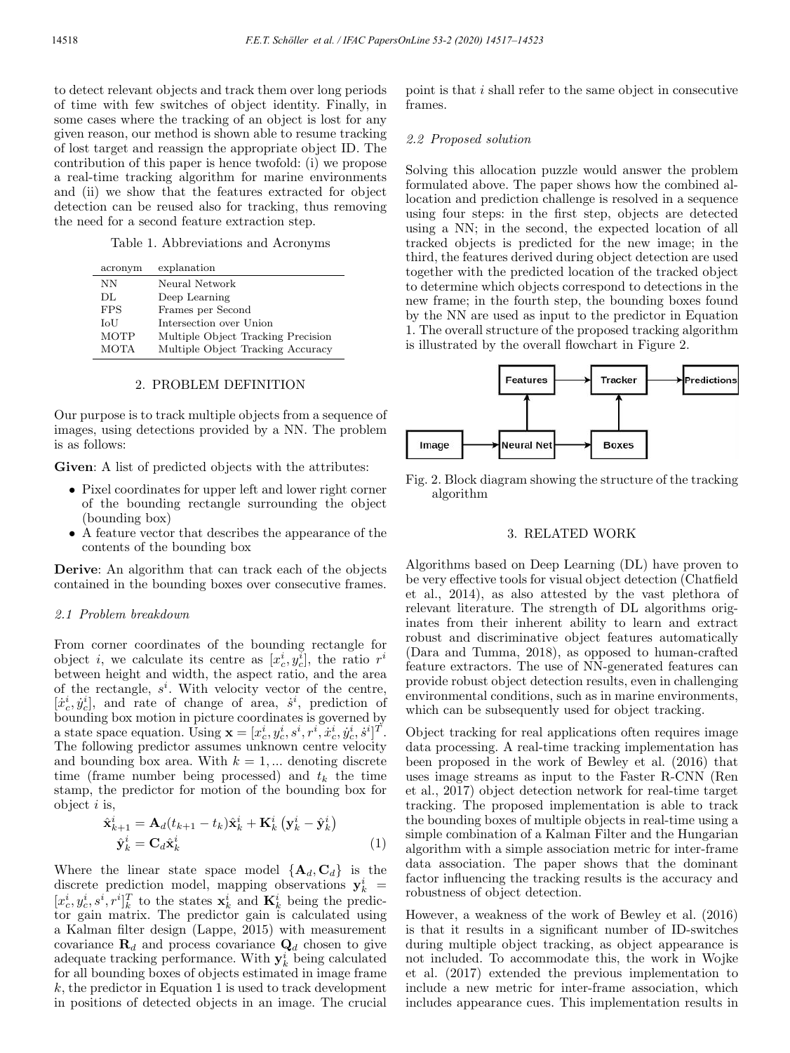to detect relevant objects and track them over long periods of time with few switches of object identity. Finally, in some cases where the tracking of an object is lost for any given reason, our method is shown able to resume tracking of lost target and reassign the appropriate object ID. The contribution of this paper is hence twofold: (i) we propose a real-time tracking algorithm for marine environments and (ii) we show that the features extracted for object detection can be reused also for tracking, thus removing the need for a second feature extraction step.

Table 1. Abbreviations and Acronyms

| acronym | explanation |
|---|---|
| NN | Neural Network |
| DL | Deep Learning |
| FPS | Frames per Second |
| IoU | Intersection over Union |
| MOTP | Multiple Object Tracking Precision |
| MOTA | Multiple Object Tracking Accuracy |

## 2. PROBLEM DEFINITION

Our purpose is to track multiple objects from a sequence of images, using detections provided by a NN. The problem is as follows:

**Given**: A list of predicted objects with the attributes:

- Pixel coordinates for upper left and lower right corner of the bounding rectangle surrounding the object (bounding box)
- A feature vector that describes the appearance of the contents of the bounding box

**Derive**: An algorithm that can track each of the objects contained in the bounding boxes over consecutive frames.

### *2.1 Problem breakdown*

From corner coordinates of the bounding rectangle for object $i$, we calculate its centre as $[x_c^i, y_c^i]$, the ratio $r^i$ between height and width, the aspect ratio, and the area of the rectangle, $s^i$. With velocity vector of the centre, $[\dot{x}_c^i, \dot{y}_c^i]$, and rate of change of area, $\dot{s}^i$, prediction of bounding box motion in picture coordinates is governed by a state space equation. Using $\mathbf{x} = [x_c^i, y_c^i, s^i, r^i, \dot{x}_c^i, \dot{y}_c^i, \dot{s}^i]^T$. The following predictor assumes unknown centre velocity and bounding box area. With $k = 1, ...$ denoting discrete time (frame number being processed) and $t_k$ the time stamp, the predictor for motion of the bounding box for object $i$ is,

$$\hat{\mathbf{x}}_{k+1}^i = \mathbf{A}_d(t_{k+1} - t_k)\hat{\mathbf{x}}_k^i + \mathbf{K}_k^i \left(\mathbf{y}_k^i - \hat{\mathbf{y}}_k^i\right)$$
$$\hat{\mathbf{y}}_k^i = \mathbf{C}_d\hat{\mathbf{x}}_k^i \qquad (1)$$

Where the linear state space model $\{\mathbf{A}_d, \mathbf{C}_d\}$ is the discrete prediction model, mapping observations $\mathbf{y}_k^i = [x_c^i, y_c^i, s^i, r^i]_k^T$ to the states $\mathbf{x}_k^i$ and $\mathbf{K}_k^i$ being the predictor gain matrix. The predictor gain is calculated using a Kalman filter design (Lappe, 2015) with measurement covariance $\mathbf{R}_d$ and process covariance $\mathbf{Q}_d$ chosen to give adequate tracking performance. With $\mathbf{y}_k^i$ being calculated for all bounding boxes of objects estimated in image frame $k$, the predictor in Equation 1 is used to track development in positions of detected objects in an image. The crucial point is that $i$ shall refer to the same object in consecutive frames.

### *2.2 Proposed solution*

Solving this allocation puzzle would answer the problem formulated above. The paper shows how the combined allocation and prediction challenge is resolved in a sequence using four steps: in the first step, objects are detected using a NN; in the second, the expected location of all tracked objects is predicted for the new image; in the third, the features derived during object detection are used together with the predicted location of the tracked object to determine which objects correspond to detections in the new frame; in the fourth step, the bounding boxes found by the NN are used as input to the predictor in Equation 1. The overall structure of the proposed tracking algorithm is illustrated by the overall flowchart in Figure 2.

Fig. 2. Block diagram showing the structure of the tracking algorithm

## 3. RELATED WORK

Algorithms based on Deep Learning (DL) have proven to be very effective tools for visual object detection (Chatfield et al., 2014), as also attested by the vast plethora of relevant literature. The strength of DL algorithms originates from their inherent ability to learn and extract robust and discriminative object features automatically (Dara and Tumma, 2018), as opposed to human-crafted feature extractors. The use of NN-generated features can provide robust object detection results, even in challenging environmental conditions, such as in marine environments, which can be subsequently used for object tracking.

Object tracking for real applications often requires image data processing. A real-time tracking implementation has been proposed in the work of Bewley et al. (2016) that uses image streams as input to the Faster R-CNN (Ren et al., 2017) object detection network for real-time target tracking. The proposed implementation is able to track the bounding boxes of multiple objects in real-time using a simple combination of a Kalman Filter and the Hungarian algorithm with a simple association metric for inter-frame data association. The paper shows that the dominant factor influencing the tracking results is the accuracy and robustness of object detection.

However, a weakness of the work of Bewley et al. (2016) is that it results in a significant number of ID-switches during multiple object tracking, as object appearance is not included. To accommodate this, the work in Wojke et al. (2017) extended the previous implementation to include a new metric for inter-frame association, which includes appearance cues. This implementation results in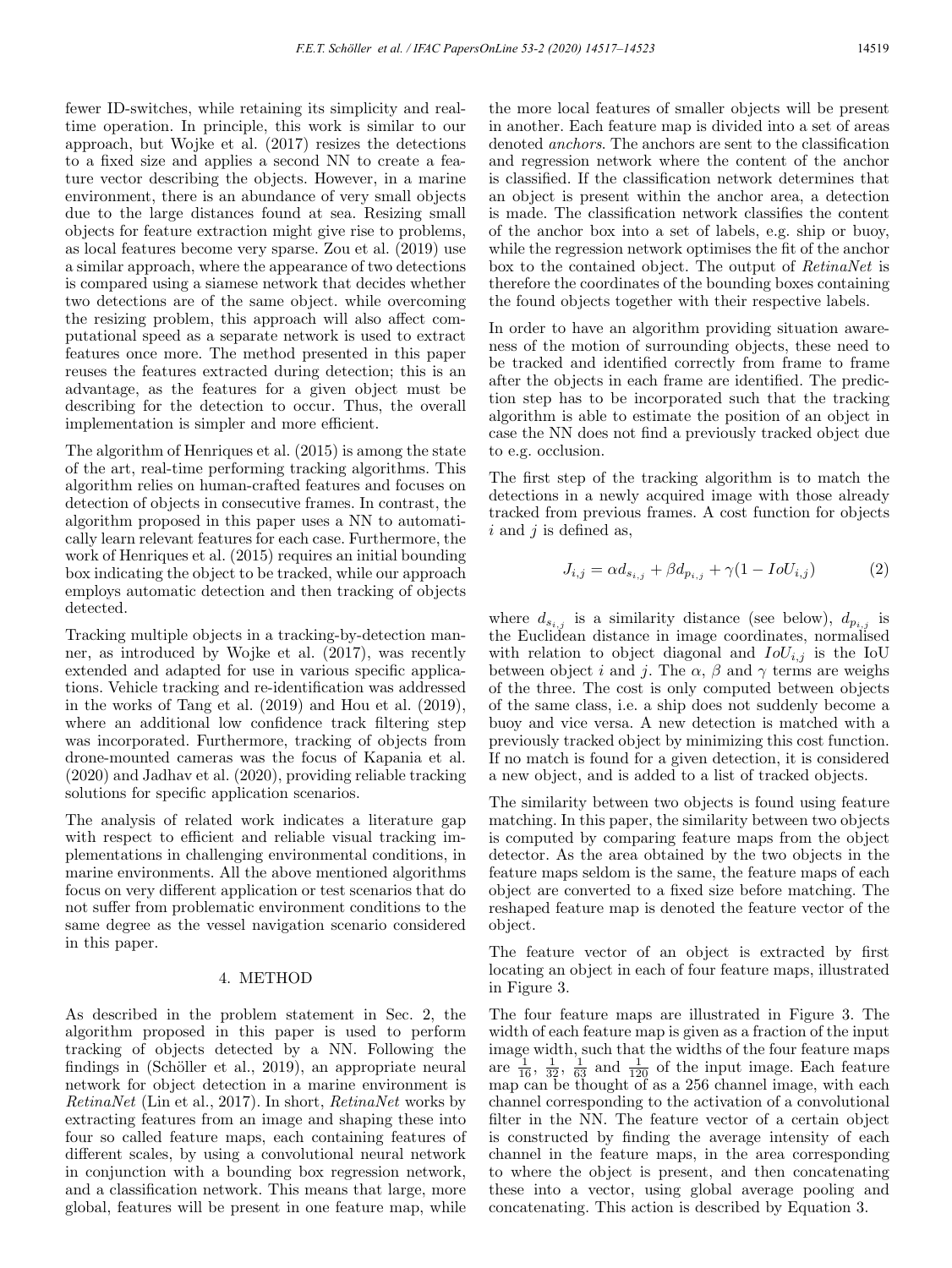fewer ID-switches, while retaining its simplicity and real-time operation. In principle, this work is similar to our approach, but Wojke et al. (2017) resizes the detections to a fixed size and applies a second NN to create a feature vector describing the objects. However, in a marine environment, there is an abundance of very small objects due to the large distances found at sea. Resizing small objects for feature extraction might give rise to problems, as local features become very sparse. Zou et al. (2019) use a similar approach, where the appearance of two detections is compared using a siamese network that decides whether two detections are of the same object. while overcoming the resizing problem, this approach will also affect computational speed as a separate network is used to extract features once more. The method presented in this paper reuses the features extracted during detection; this is an advantage, as the features for a given object must be describing for the detection to occur. Thus, the overall implementation is simpler and more efficient.

The algorithm of Henriques et al. (2015) is among the state of the art, real-time performing tracking algorithms. This algorithm relies on human-crafted features and focuses on detection of objects in consecutive frames. In contrast, the algorithm proposed in this paper uses a NN to automatically learn relevant features for each case. Furthermore, the work of Henriques et al. (2015) requires an initial bounding box indicating the object to be tracked, while our approach employs automatic detection and then tracking of objects detected.

Tracking multiple objects in a tracking-by-detection manner, as introduced by Wojke et al. (2017), was recently extended and adapted for use in various specific applications. Vehicle tracking and re-identification was addressed in the works of Tang et al. (2019) and Hou et al. (2019), where an additional low confidence track filtering step was incorporated. Furthermore, tracking of objects from drone-mounted cameras was the focus of Kapania et al. (2020) and Jadhav et al. (2020), providing reliable tracking solutions for specific application scenarios.

The analysis of related work indicates a literature gap with respect to efficient and reliable visual tracking implementations in challenging environmental conditions, in marine environments. All the above mentioned algorithms focus on very different application or test scenarios that do not suffer from problematic environment conditions to the same degree as the vessel navigation scenario considered in this paper.

## 4. METHOD

As described in the problem statement in Sec. 2, the algorithm proposed in this paper is used to perform tracking of objects detected by a NN. Following the findings in (Schöller et al., 2019), an appropriate neural network for object detection in a marine environment is *RetinaNet* (Lin et al., 2017). In short, *RetinaNet* works by extracting features from an image and shaping these into four so called feature maps, each containing features of different scales, by using a convolutional neural network in conjunction with a bounding box regression network, and a classification network. This means that large, more global, features will be present in one feature map, while the more local features of smaller objects will be present in another. Each feature map is divided into a set of areas denoted *anchors*. The anchors are sent to the classification and regression network where the content of the anchor is classified. If the classification network determines that an object is present within the anchor area, a detection is made. The classification network classifies the content of the anchor box into a set of labels, e.g. ship or buoy, while the regression network optimises the fit of the anchor box to the contained object. The output of *RetinaNet* is therefore the coordinates of the bounding boxes containing the found objects together with their respective labels.

In order to have an algorithm providing situation awareness of the motion of surrounding objects, these need to be tracked and identified correctly from frame to frame after the objects in each frame are identified. The prediction step has to be incorporated such that the tracking algorithm is able to estimate the position of an object in case the NN does not find a previously tracked object due to e.g. occlusion.

The first step of the tracking algorithm is to match the detections in a newly acquired image with those already tracked from previous frames. A cost function for objects $i$ and $j$ is defined as,

$$J_{i,j} = \alpha d_{s_{i,j}} + \beta d_{p_{i,j}} + \gamma(1 - IoU_{i,j}) \tag{2}$$

where $d_{s_{i,j}}$ is a similarity distance (see below), $d_{p_{i,j}}$ is the Euclidean distance in image coordinates, normalised with relation to object diagonal and $IoU_{i,j}$ is the IoU between object $i$ and $j$. The $\alpha$, $\beta$ and $\gamma$ terms are weighs of the three. The cost is only computed between objects of the same class, i.e. a ship does not suddenly become a buoy and vice versa. A new detection is matched with a previously tracked object by minimizing this cost function. If no match is found for a given detection, it is considered a new object, and is added to a list of tracked objects.

The similarity between two objects is found using feature matching. In this paper, the similarity between two objects is computed by comparing feature maps from the object detector. As the area obtained by the two objects in the feature maps seldom is the same, the feature maps of each object are converted to a fixed size before matching. The reshaped feature map is denoted the feature vector of the object.

The feature vector of an object is extracted by first locating an object in each of four feature maps, illustrated in Figure 3.

The four feature maps are illustrated in Figure 3. The width of each feature map is given as a fraction of the input image width, such that the widths of the four feature maps are $\frac{1}{16}$, $\frac{1}{32}$, $\frac{1}{63}$ and $\frac{1}{120}$ of the input image. Each feature map can be thought of as a 256 channel image, with each channel corresponding to the activation of a convolutional filter in the NN. The feature vector of a certain object is constructed by finding the average intensity of each channel in the feature maps, in the area corresponding to where the object is present, and then concatenating these into a vector, using global average pooling and concatenating. This action is described by Equation 3.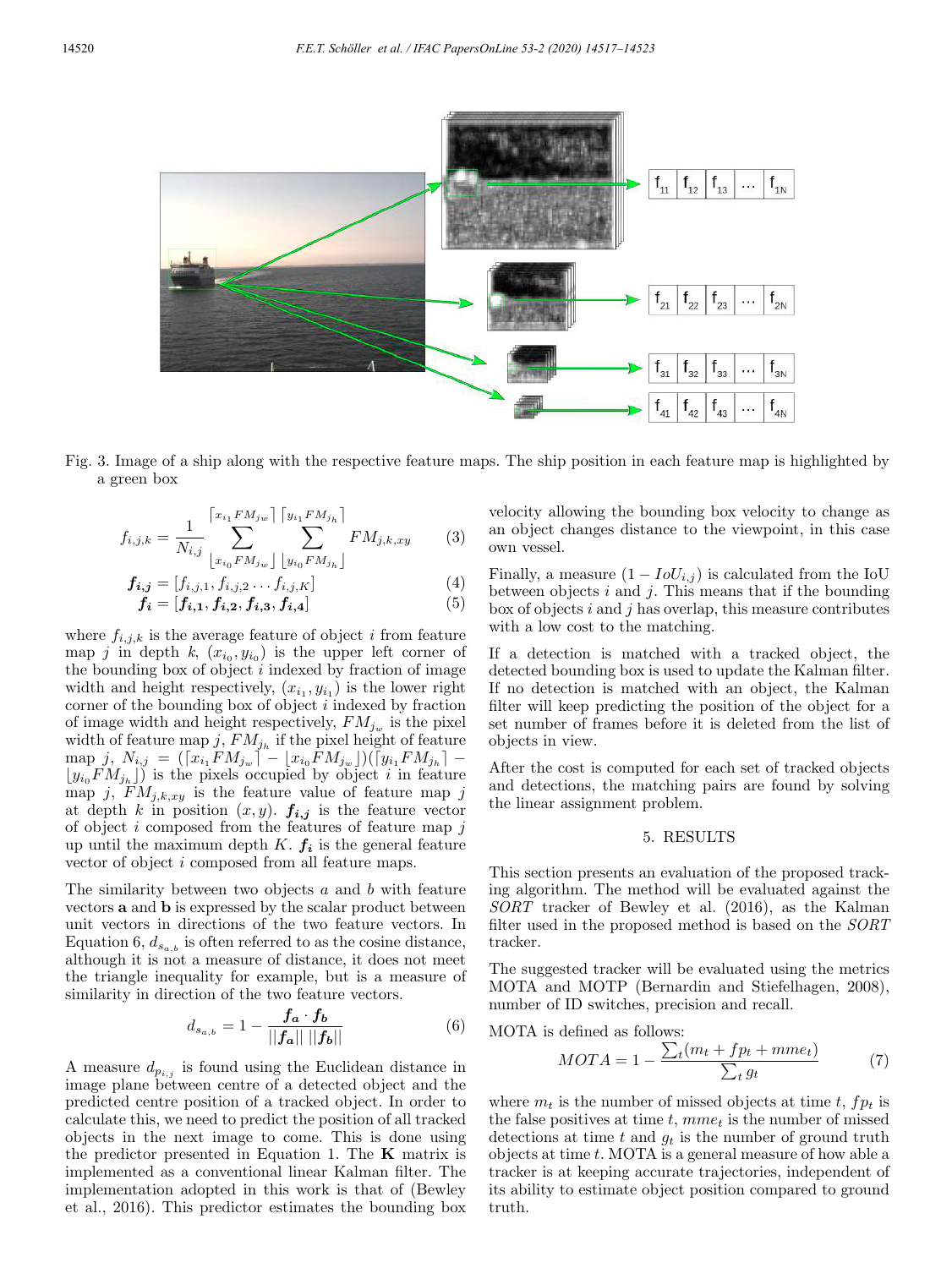Fig. 3. Image of a ship along with the respective feature maps. The ship position in each feature map is highlighted by a green box

$$f_{i,j,k} = \frac{1}{N_{i,j}} \sum_{\lfloor x_{i_0} FM_{j_w} \rfloor}^{\lceil x_{i_1} FM_{j_w} \rceil} \sum_{\lfloor y_{i_0} FM_{j_h} \rfloor}^{\lceil y_{i_1} FM_{j_h} \rceil} FM_{j,k,xy} \tag{3}$$

$$\boldsymbol{f_{i,j}} = [f_{i,j,1}, f_{i,j,2} \dots f_{i,j,K}] \tag{4}$$

$$\boldsymbol{f_i} = [\boldsymbol{f_{i,1}}, \boldsymbol{f_{i,2}}, \boldsymbol{f_{i,3}}, \boldsymbol{f_{i,4}}] \tag{5}$$

where $f_{i,j,k}$ is the average feature of object $i$ from feature map $j$ in depth $k$, $(x_{i_0}, y_{i_0})$ is the upper left corner of the bounding box of object $i$ indexed by fraction of image width and height respectively, $(x_{i_1}, y_{i_1})$ is the lower right corner of the bounding box of object $i$ indexed by fraction of image width and height respectively, $FM_{j_w}$ is the pixel width of feature map $j$, $FM_{j_h}$ if the pixel height of feature map $j$, $N_{i,j} = (\lceil x_{i_1} FM_{j_w} \rceil - \lfloor x_{i_0} FM_{j_w} \rfloor)(\lceil y_{i_1} FM_{j_h} \rceil - \lfloor y_{i_0} FM_{j_h} \rfloor)$ is the pixels occupied by object $i$ in feature map $j$, $FM_{j,k,xy}$ is the feature value of feature map $j$ at depth $k$ in position $(x, y)$. $\boldsymbol{f_{i,j}}$ is the feature vector of object $i$ composed from the features of feature map $j$ up until the maximum depth $K$. $\boldsymbol{f_i}$ is the general feature vector of object $i$ composed from all feature maps.

The similarity between two objects $a$ and $b$ with feature vectors $\mathbf{a}$ and $\mathbf{b}$ is expressed by the scalar product between unit vectors in directions of the two feature vectors. In Equation 6, $d_{s_{a,b}}$ is often referred to as the cosine distance, although it is not a measure of distance, it does not meet the triangle inequality for example, but is a measure of similarity in direction of the two feature vectors.

$$d_{s_{a,b}} = 1 - \frac{\boldsymbol{f_a} \cdot \boldsymbol{f_b}}{||\boldsymbol{f_a}||\ ||\boldsymbol{f_b}||} \tag{6}$$

A measure $d_{p_{i,j}}$ is found using the Euclidean distance in image plane between centre of a detected object and the predicted centre position of a tracked object. In order to calculate this, we need to predict the position of all tracked objects in the next image to come. This is done using the predictor presented in Equation 1. The $\mathbf{K}$ matrix is implemented as a conventional linear Kalman filter. The implementation adopted in this work is that of (Bewley et al., 2016). This predictor estimates the bounding box velocity allowing the bounding box velocity to change as an object changes distance to the viewpoint, in this case own vessel.

Finally, a measure $(1 - IoU_{i,j})$ is calculated from the IoU between objects $i$ and $j$. This means that if the bounding box of objects $i$ and $j$ has overlap, this measure contributes with a low cost to the matching.

If a detection is matched with a tracked object, the detected bounding box is used to update the Kalman filter. If no detection is matched with an object, the Kalman filter will keep predicting the position of the object for a set number of frames before it is deleted from the list of objects in view.

After the cost is computed for each set of tracked objects and detections, the matching pairs are found by solving the linear assignment problem.

## 5. RESULTS

This section presents an evaluation of the proposed tracking algorithm. The method will be evaluated against the *SORT* tracker of Bewley et al. (2016), as the Kalman filter used in the proposed method is based on the *SORT* tracker.

The suggested tracker will be evaluated using the metrics MOTA and MOTP (Bernardin and Stiefelhagen, 2008), number of ID switches, precision and recall.

MOTA is defined as follows:

$$MOTA = 1 - \frac{\sum_t (m_t + fp_t + mme_t)}{\sum_t g_t} \tag{7}$$

where $m_t$ is the number of missed objects at time $t$, $fp_t$ is the false positives at time $t$, $mme_t$ is the number of missed detections at time $t$ and $g_t$ is the number of ground truth objects at time $t$. MOTA is a general measure of how able a tracker is at keeping accurate trajectories, independent of its ability to estimate object position compared to ground truth.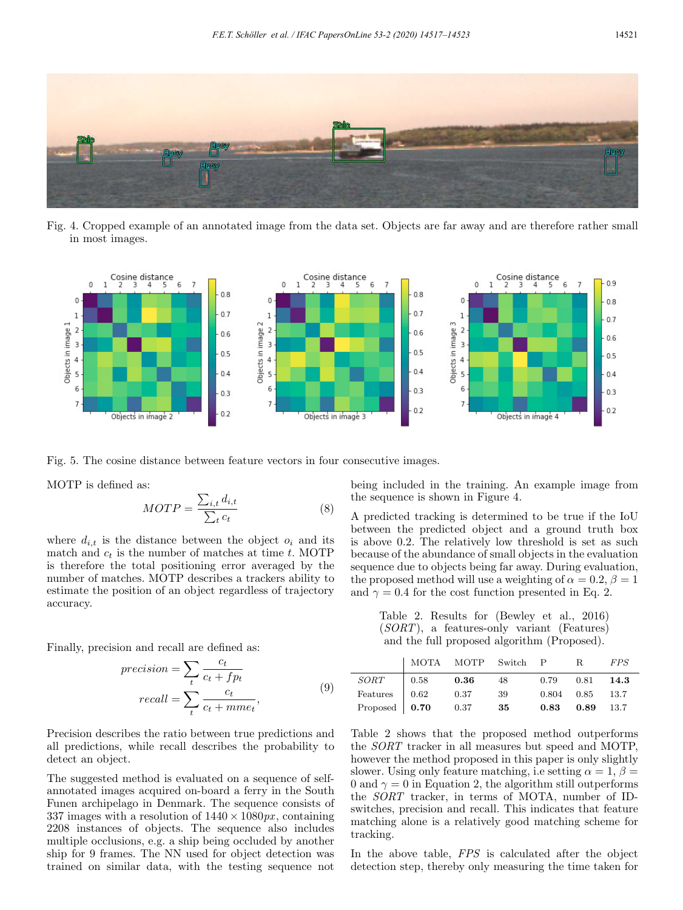Fig. 4. Cropped example of an annotated image from the data set. Objects are far away and are therefore rather small in most images.

Fig. 5. The cosine distance between feature vectors in four consecutive images.

MOTP is defined as:

$$MOTP = \frac{\sum_{i,t} d_{i,t}}{\sum_t c_t} \tag{8}$$

where $d_{i,t}$ is the distance between the object $o_i$ and its match and $c_t$ is the number of matches at time $t$. MOTP is therefore the total positioning error averaged by the number of matches. MOTP describes a trackers ability to estimate the position of an object regardless of trajectory accuracy.

Finally, precision and recall are defined as:

$$precision = \sum_t \frac{c_t}{c_t + fp_t}$$
$$recall = \sum_t \frac{c_t}{c_t + mme_t}, \tag{9}$$

Precision describes the ratio between true predictions and all predictions, while recall describes the probability to detect an object.

The suggested method is evaluated on a sequence of self-annotated images acquired on-board a ferry in the South Funen archipelago in Denmark. The sequence consists of 337 images with a resolution of $1440 \times 1080px$, containing 2208 instances of objects. The sequence also includes multiple occlusions, e.g. a ship being occluded by another ship for 9 frames. The NN used for object detection was trained on similar data, with the testing sequence not being included in the training. An example image from the sequence is shown in Figure 4.

A predicted tracking is determined to be true if the IoU between the predicted object and a ground truth box is above 0.2. The relatively low threshold is set as such because of the abundance of small objects in the evaluation sequence due to objects being far away. During evaluation, the proposed method will use a weighting of $\alpha = 0.2$, $\beta = 1$ and $\gamma = 0.4$ for the cost function presented in Eq. 2.

Table 2. Results for (Bewley et al., 2016) (*SORT*), a features-only variant (Features) and the full proposed algorithm (Proposed).

| | MOTA | MOTP | Switch | P | R | *FPS* |
|---|---|---|---|---|---|---|
| *SORT* | 0.58 | **0.36** | 48 | 0.79 | 0.81 | **14.3** |
| Features | 0.62 | 0.37 | 39 | 0.804 | 0.85 | 13.7 |
| Proposed | **0.70** | 0.37 | **35** | **0.83** | **0.89** | 13.7 |

Table 2 shows that the proposed method outperforms the *SORT* tracker in all measures but speed and MOTP, however the method proposed in this paper is only slightly slower. Using only feature matching, i.e setting $\alpha = 1$, $\beta = 0$ and $\gamma = 0$ in Equation 2, the algorithm still outperforms the *SORT* tracker, in terms of MOTA, number of ID-switches, precision and recall. This indicates that feature matching alone is a relatively good matching scheme for tracking.

In the above table, *FPS* is calculated after the object detection step, thereby only measuring the time taken for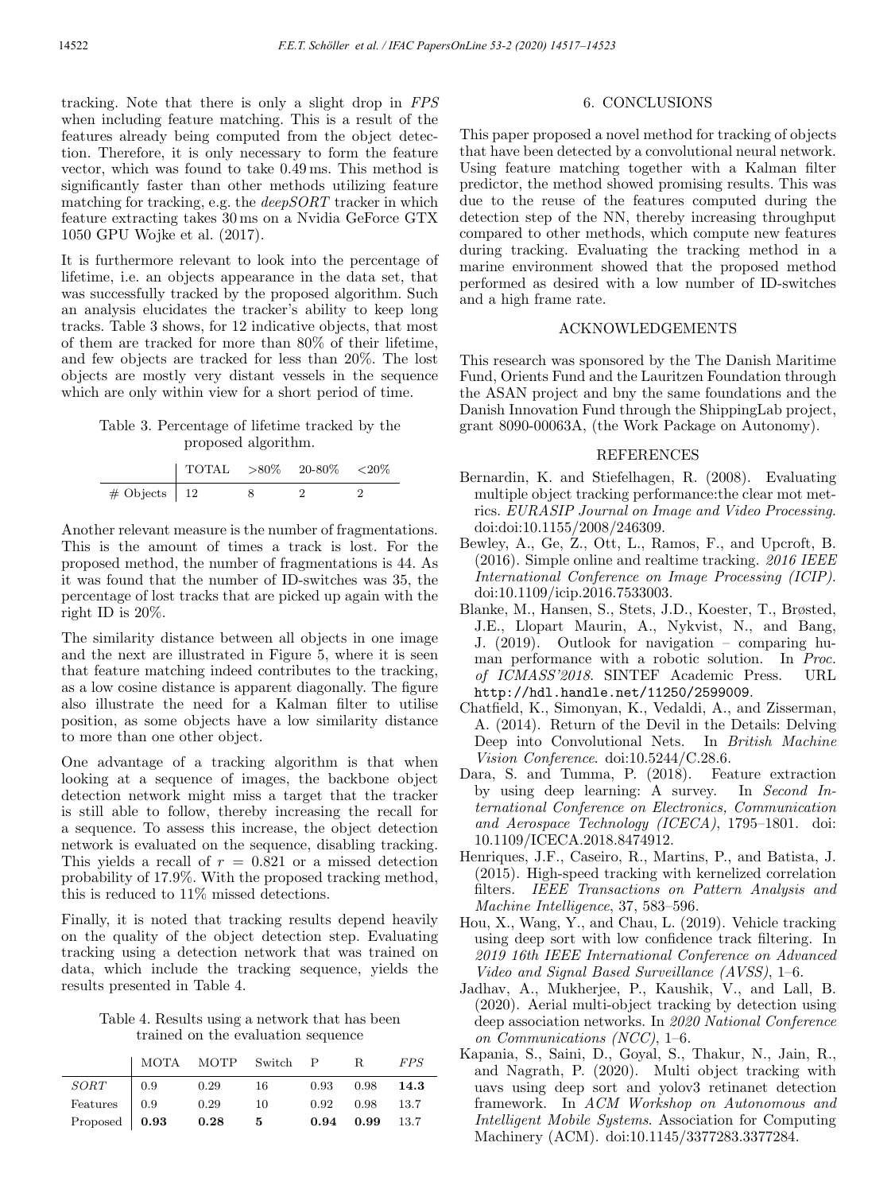tracking. Note that there is only a slight drop in *FPS* when including feature matching. This is a result of the features already being computed from the object detection. Therefore, it is only necessary to form the feature vector, which was found to take 0.49 ms. This method is significantly faster than other methods utilizing feature matching for tracking, e.g. the *deepSORT* tracker in which feature extracting takes 30 ms on a Nvidia GeForce GTX 1050 GPU Wojke et al. (2017).

It is furthermore relevant to look into the percentage of lifetime, i.e. an objects appearance in the data set, that was successfully tracked by the proposed algorithm. Such an analysis elucidates the tracker's ability to keep long tracks. Table 3 shows, for 12 indicative objects, that most of them are tracked for more than 80% of their lifetime, and few objects are tracked for less than 20%. The lost objects are mostly very distant vessels in the sequence which are only within view for a short period of time.

Table 3. Percentage of lifetime tracked by the proposed algorithm.

| | TOTAL | >80% | 20-80% | <20% |
|---|---|---|---|---|
| # Objects | 12 | 8 | 2 | 2 |

Another relevant measure is the number of fragmentations. This is the amount of times a track is lost. For the proposed method, the number of fragmentations is 44. As it was found that the number of ID-switches was 35, the percentage of lost tracks that are picked up again with the right ID is 20%.

The similarity distance between all objects in one image and the next are illustrated in Figure 5, where it is seen that feature matching indeed contributes to the tracking, as a low cosine distance is apparent diagonally. The figure also illustrate the need for a Kalman filter to utilise position, as some objects have a low similarity distance to more than one other object.

One advantage of a tracking algorithm is that when looking at a sequence of images, the backbone object detection network might miss a target that the tracker is still able to follow, thereby increasing the recall for a sequence. To assess this increase, the object detection network is evaluated on the sequence, disabling tracking. This yields a recall of $r = 0.821$ or a missed detection probability of 17.9%. With the proposed tracking method, this is reduced to 11% missed detections.

Finally, it is noted that tracking results depend heavily on the quality of the object detection step. Evaluating tracking using a detection network that was trained on data, which include the tracking sequence, yields the results presented in Table 4.

Table 4. Results using a network that has been trained on the evaluation sequence

| | MOTA | MOTP | Switch | P | R | *FPS* |
|---|---|---|---|---|---|---|
| *SORT* | 0.9 | 0.29 | 16 | 0.93 | 0.98 | **14.3** |
| Features | 0.9 | 0.29 | 10 | 0.92 | 0.98 | 13.7 |
| Proposed | **0.93** | **0.28** | **5** | **0.94** | **0.99** | 13.7 |

## 6. CONCLUSIONS

This paper proposed a novel method for tracking of objects that have been detected by a convolutional neural network. Using feature matching together with a Kalman filter predictor, the method showed promising results. This was due to the reuse of the features computed during the detection step of the NN, thereby increasing throughput compared to other methods, which compute new features during tracking. Evaluating the tracking method in a marine environment showed that the proposed method performed as desired with a low number of ID-switches and a high frame rate.

## ACKNOWLEDGEMENTS

This research was sponsored by the The Danish Maritime Fund, Orients Fund and the Lauritzen Foundation through the ASAN project and bny the same foundations and the Danish Innovation Fund through the ShippingLab project, grant 8090-00063A, (the Work Package on Autonomy).

## REFERENCES

Bernardin, K. and Stiefelhagen, R. (2008). Evaluating multiple object tracking performance:the clear mot metrics. *EURASIP Journal on Image and Video Processing*. doi:doi:10.1155/2008/246309.

Bewley, A., Ge, Z., Ott, L., Ramos, F., and Upcroft, B. (2016). Simple online and realtime tracking. *2016 IEEE International Conference on Image Processing (ICIP)*. doi:10.1109/icip.2016.7533003.

Blanke, M., Hansen, S., Stets, J.D., Koester, T., Brøsted, J.E., Llopart Maurin, A., Nykvist, N., and Bang, J. (2019). Outlook for navigation – comparing human performance with a robotic solution. In *Proc. of ICMASS'2018*. SINTEF Academic Press. URL `http://hdl.handle.net/11250/2599009`.

Chatfield, K., Simonyan, K., Vedaldi, A., and Zisserman, A. (2014). Return of the Devil in the Details: Delving Deep into Convolutional Nets. In *British Machine Vision Conference*. doi:10.5244/C.28.6.

Dara, S. and Tumma, P. (2018). Feature extraction by using deep learning: A survey. In *Second International Conference on Electronics, Communication and Aerospace Technology (ICECA)*, 1795–1801. doi: 10.1109/ICECA.2018.8474912.

Henriques, J.F., Caseiro, R., Martins, P., and Batista, J. (2015). High-speed tracking with kernelized correlation filters. *IEEE Transactions on Pattern Analysis and Machine Intelligence*, 37, 583–596.

Hou, X., Wang, Y., and Chau, L. (2019). Vehicle tracking using deep sort with low confidence track filtering. In *2019 16th IEEE International Conference on Advanced Video and Signal Based Surveillance (AVSS)*, 1–6.

Jadhav, A., Mukherjee, P., Kaushik, V., and Lall, B. (2020). Aerial multi-object tracking by detection using deep association networks. In *2020 National Conference on Communications (NCC)*, 1–6.

Kapania, S., Saini, D., Goyal, S., Thakur, N., Jain, R., and Nagrath, P. (2020). Multi object tracking with uavs using deep sort and yolov3 retinanet detection framework. In *ACM Workshop on Autonomous and Intelligent Mobile Systems*. Association for Computing Machinery (ACM). doi:10.1145/3377283.3377284.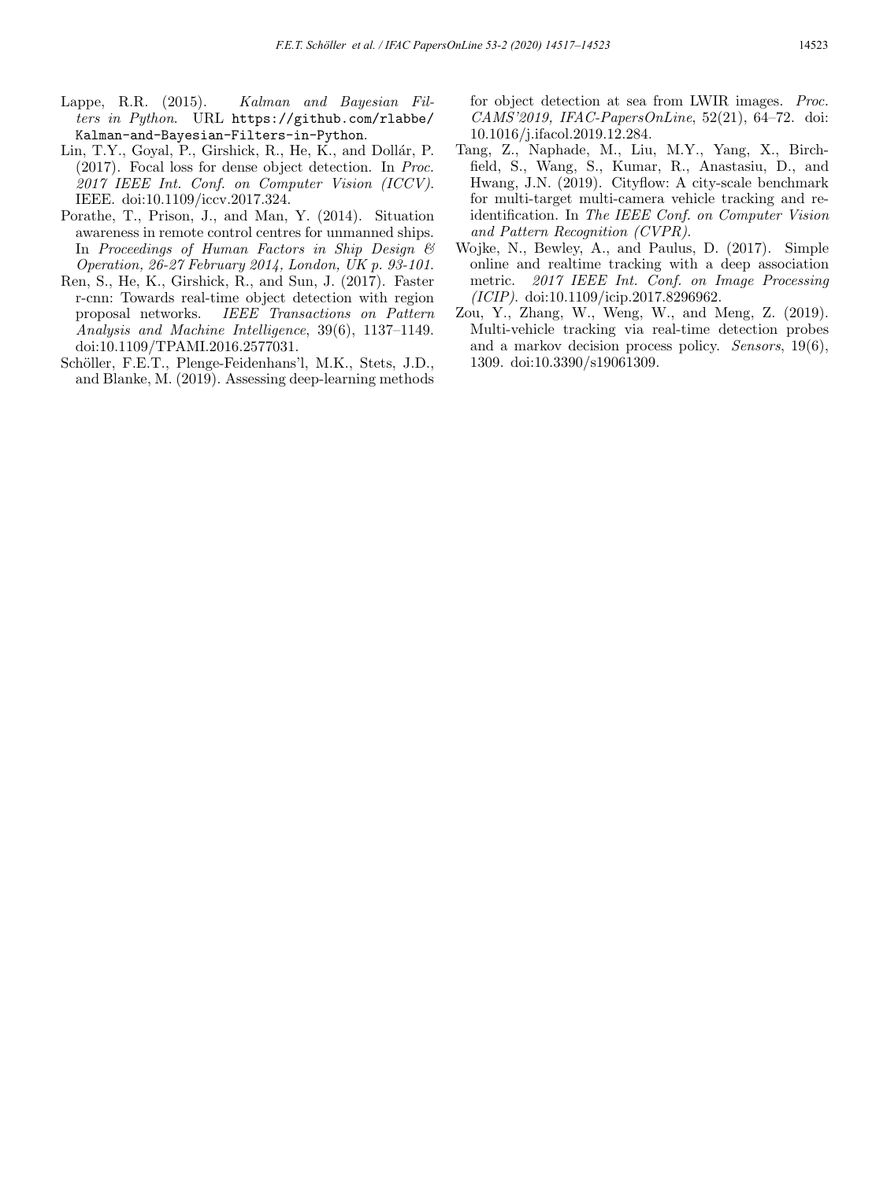Lappe, R.R. (2015). *Kalman and Bayesian Filters in Python*. URL `https://github.com/rlabbe/Kalman-and-Bayesian-Filters-in-Python`.

Lin, T.Y., Goyal, P., Girshick, R., He, K., and Dollár, P. (2017). Focal loss for dense object detection. In *Proc. 2017 IEEE Int. Conf. on Computer Vision (ICCV)*. IEEE. doi:10.1109/iccv.2017.324.

Porathe, T., Prison, J., and Man, Y. (2014). Situation awareness in remote control centres for unmanned ships. In *Proceedings of Human Factors in Ship Design & Operation, 26-27 February 2014, London, UK p. 93-101.*

Ren, S., He, K., Girshick, R., and Sun, J. (2017). Faster r-cnn: Towards real-time object detection with region proposal networks. *IEEE Transactions on Pattern Analysis and Machine Intelligence*, 39(6), 1137–1149. doi:10.1109/TPAMI.2016.2577031.

Schöller, F.E.T., Plenge-Feidenhans'l, M.K., Stets, J.D., and Blanke, M. (2019). Assessing deep-learning methods for object detection at sea from LWIR images. *Proc. CAMS'2019, IFAC-PapersOnLine*, 52(21), 64–72. doi:10.1016/j.ifacol.2019.12.284.

Tang, Z., Naphade, M., Liu, M.Y., Yang, X., Birchfield, S., Wang, S., Kumar, R., Anastasiu, D., and Hwang, J.N. (2019). Cityflow: A city-scale benchmark for multi-target multi-camera vehicle tracking and re-identification. In *The IEEE Conf. on Computer Vision and Pattern Recognition (CVPR)*.

Wojke, N., Bewley, A., and Paulus, D. (2017). Simple online and realtime tracking with a deep association metric. *2017 IEEE Int. Conf. on Image Processing (ICIP)*. doi:10.1109/icip.2017.8296962.

Zou, Y., Zhang, W., Weng, W., and Meng, Z. (2019). Multi-vehicle tracking via real-time detection probes and a markov decision process policy. *Sensors*, 19(6), 1309. doi:10.3390/s19061309.